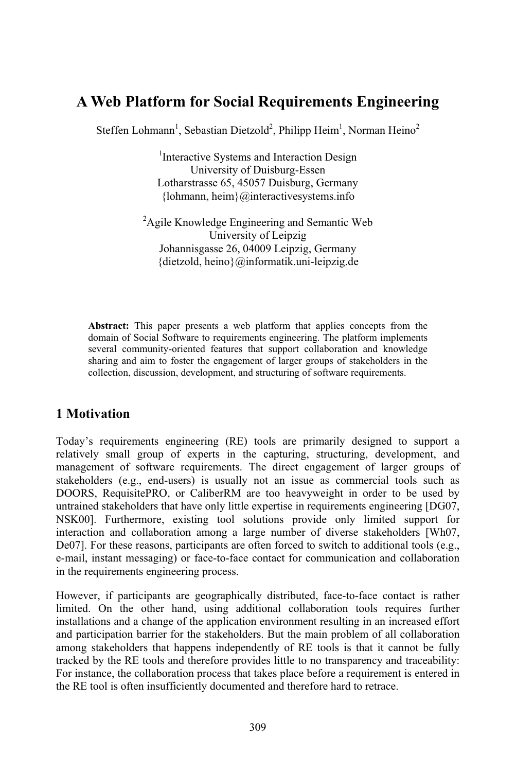# A Web Platform for Social Requirements Engineering

Steffen Lohmann[1], Sebastian Dietzold[2], Philipp Heim[1], Norman Heino[2]

[1]Interactive Systems and Interaction Design
University of Duisburg-Essen
Lotharstrasse 65, 45057 Duisburg, Germany
{lohmann, heim}@interactivesystems.info

[2]Agile Knowledge Engineering and Semantic Web
University of Leipzig
Johannisgasse 26, 04009 Leipzig, Germany
{dietzold, heino}@informatik.uni-leipzig.de

**Abstract:** This paper presents a web platform that applies concepts from the domain of Social Software to requirements engineering. The platform implements several community-oriented features that support collaboration and knowledge sharing and aim to foster the engagement of larger groups of stakeholders in the collection, discussion, development, and structuring of software requirements.

## 1 Motivation

Today's requirements engineering (RE) tools are primarily designed to support a relatively small group of experts in the capturing, structuring, development, and management of software requirements. The direct engagement of larger groups of stakeholders (e.g., end-users) is usually not an issue as commercial tools such as DOORS, RequisitePRO, or CaliberRM are too heavyweight in order to be used by untrained stakeholders that have only little expertise in requirements engineering [DG07, NSK00]. Furthermore, existing tool solutions provide only limited support for interaction and collaboration among a large number of diverse stakeholders [Wh07, De07]. For these reasons, participants are often forced to switch to additional tools (e.g., e-mail, instant messaging) or face-to-face contact for communication and collaboration in the requirements engineering process.

However, if participants are geographically distributed, face-to-face contact is rather limited. On the other hand, using additional collaboration tools requires further installations and a change of the application environment resulting in an increased effort and participation barrier for the stakeholders. But the main problem of all collaboration among stakeholders that happens independently of RE tools is that it cannot be fully tracked by the RE tools and therefore provides little to no transparency and traceability: For instance, the collaboration process that takes place before a requirement is entered in the RE tool is often insufficiently documented and therefore hard to retrace.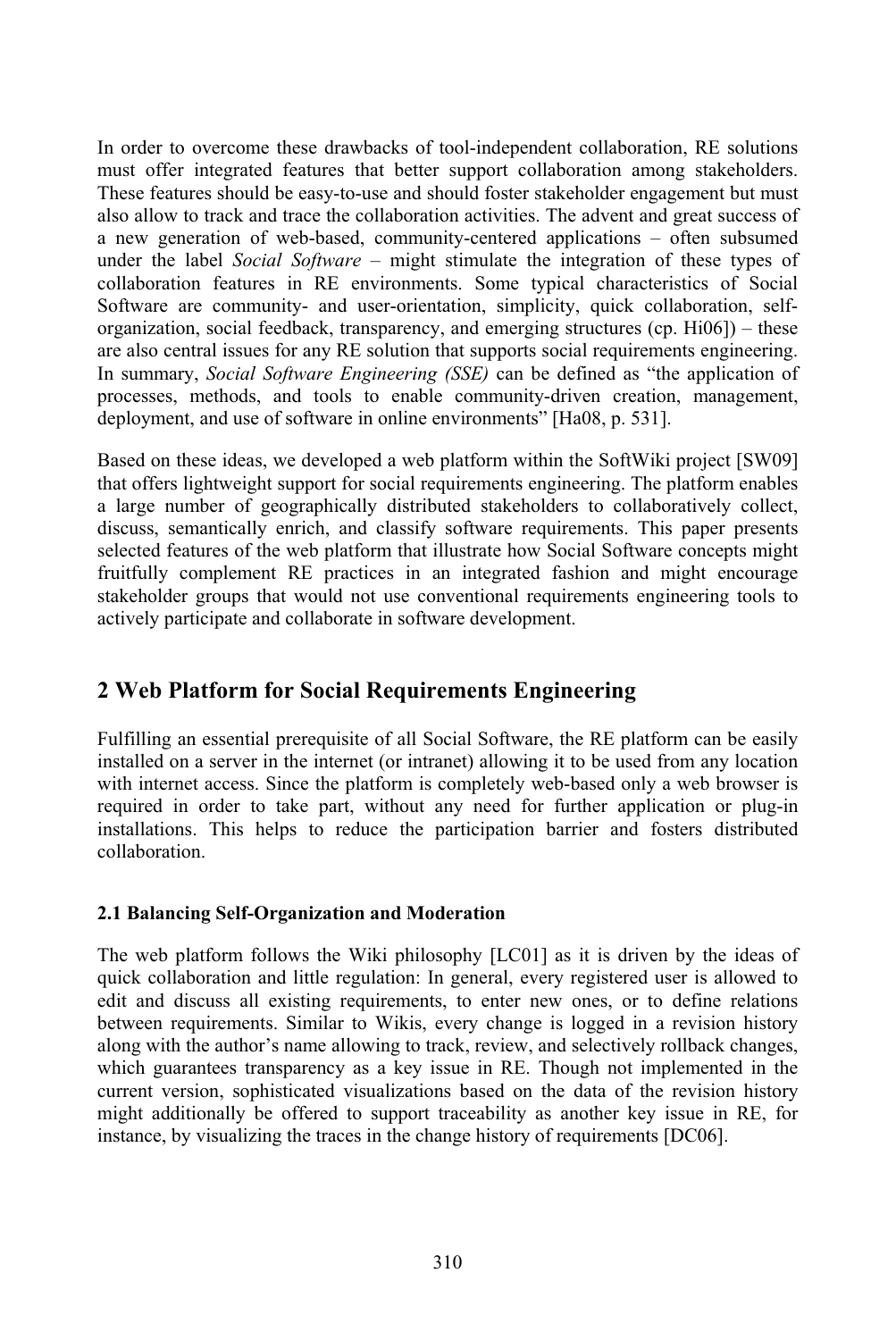In order to overcome these drawbacks of tool-independent collaboration, RE solutions must offer integrated features that better support collaboration among stakeholders. These features should be easy-to-use and should foster stakeholder engagement but must also allow to track and trace the collaboration activities. The advent and great success of a new generation of web-based, community-centered applications – often subsumed under the label *Social Software* – might stimulate the integration of these types of collaboration features in RE environments. Some typical characteristics of Social Software are community- and user-orientation, simplicity, quick collaboration, self-organization, social feedback, transparency, and emerging structures (cp. Hi06]) – these are also central issues for any RE solution that supports social requirements engineering. In summary, *Social Software Engineering (SSE)* can be defined as "the application of processes, methods, and tools to enable community-driven creation, management, deployment, and use of software in online environments" [Ha08, p. 531].

Based on these ideas, we developed a web platform within the SoftWiki project [SW09] that offers lightweight support for social requirements engineering. The platform enables a large number of geographically distributed stakeholders to collaboratively collect, discuss, semantically enrich, and classify software requirements. This paper presents selected features of the web platform that illustrate how Social Software concepts might fruitfully complement RE practices in an integrated fashion and might encourage stakeholder groups that would not use conventional requirements engineering tools to actively participate and collaborate in software development.

## 2 Web Platform for Social Requirements Engineering

Fulfilling an essential prerequisite of all Social Software, the RE platform can be easily installed on a server in the internet (or intranet) allowing it to be used from any location with internet access. Since the platform is completely web-based only a web browser is required in order to take part, without any need for further application or plug-in installations. This helps to reduce the participation barrier and fosters distributed collaboration.

### 2.1 Balancing Self-Organization and Moderation

The web platform follows the Wiki philosophy [LC01] as it is driven by the ideas of quick collaboration and little regulation: In general, every registered user is allowed to edit and discuss all existing requirements, to enter new ones, or to define relations between requirements. Similar to Wikis, every change is logged in a revision history along with the author's name allowing to track, review, and selectively rollback changes, which guarantees transparency as a key issue in RE. Though not implemented in the current version, sophisticated visualizations based on the data of the revision history might additionally be offered to support traceability as another key issue in RE, for instance, by visualizing the traces in the change history of requirements [DC06].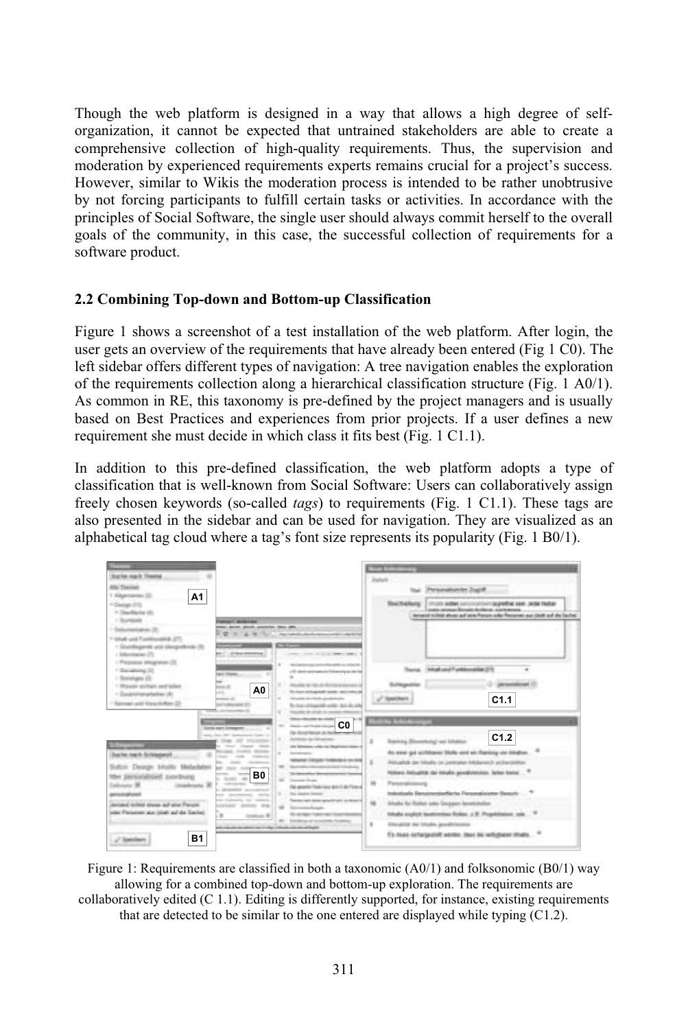Though the web platform is designed in a way that allows a high degree of self-organization, it cannot be expected that untrained stakeholders are able to create a comprehensive collection of high-quality requirements. Thus, the supervision and moderation by experienced requirements experts remains crucial for a project's success. However, similar to Wikis the moderation process is intended to be rather unobtrusive by not forcing participants to fulfill certain tasks or activities. In accordance with the principles of Social Software, the single user should always commit herself to the overall goals of the community, in this case, the successful collection of requirements for a software product.

### 2.2 Combining Top-down and Bottom-up Classification

Figure 1 shows a screenshot of a test installation of the web platform. After login, the user gets an overview of the requirements that have already been entered (Fig 1 C0). The left sidebar offers different types of navigation: A tree navigation enables the exploration of the requirements collection along a hierarchical classification structure (Fig. 1 A0/1). As common in RE, this taxonomy is pre-defined by the project managers and is usually based on Best Practices and experiences from prior projects. If a user defines a new requirement she must decide in which class it fits best (Fig. 1 C1.1).

In addition to this pre-defined classification, the web platform adopts a type of classification that is well-known from Social Software: Users can collaboratively assign freely chosen keywords (so-called *tags*) to requirements (Fig. 1 C1.1). These tags are also presented in the sidebar and can be used for navigation. They are visualized as an alphabetical tag cloud where a tag's font size represents its popularity (Fig. 1 B0/1).

Figure 1: Requirements are classified in both a taxonomic (A0/1) and folksonomic (B0/1) way allowing for a combined top-down and bottom-up exploration. The requirements are collaboratively edited (C 1.1). Editing is differently supported, for instance, existing requirements that are detected to be similar to the one entered are displayed while typing (C1.2).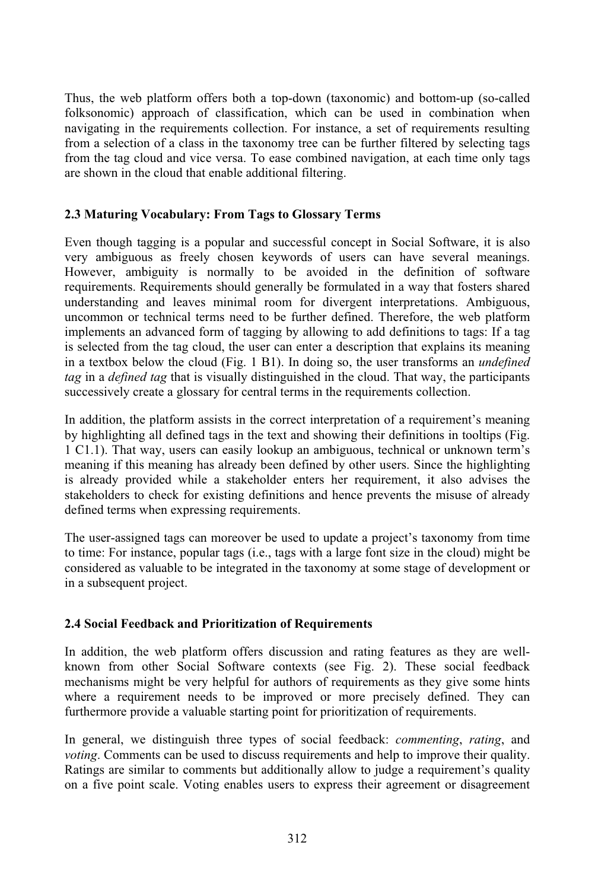Thus, the web platform offers both a top-down (taxonomic) and bottom-up (so-called folksonomic) approach of classification, which can be used in combination when navigating in the requirements collection. For instance, a set of requirements resulting from a selection of a class in the taxonomy tree can be further filtered by selecting tags from the tag cloud and vice versa. To ease combined navigation, at each time only tags are shown in the cloud that enable additional filtering.

### 2.3 Maturing Vocabulary: From Tags to Glossary Terms

Even though tagging is a popular and successful concept in Social Software, it is also very ambiguous as freely chosen keywords of users can have several meanings. However, ambiguity is normally to be avoided in the definition of software requirements. Requirements should generally be formulated in a way that fosters shared understanding and leaves minimal room for divergent interpretations. Ambiguous, uncommon or technical terms need to be further defined. Therefore, the web platform implements an advanced form of tagging by allowing to add definitions to tags: If a tag is selected from the tag cloud, the user can enter a description that explains its meaning in a textbox below the cloud (Fig. 1 B1). In doing so, the user transforms an *undefined tag* in a *defined tag* that is visually distinguished in the cloud. That way, the participants successively create a glossary for central terms in the requirements collection.

In addition, the platform assists in the correct interpretation of a requirement's meaning by highlighting all defined tags in the text and showing their definitions in tooltips (Fig. 1 C1.1). That way, users can easily lookup an ambiguous, technical or unknown term's meaning if this meaning has already been defined by other users. Since the highlighting is already provided while a stakeholder enters her requirement, it also advises the stakeholders to check for existing definitions and hence prevents the misuse of already defined terms when expressing requirements.

The user-assigned tags can moreover be used to update a project's taxonomy from time to time: For instance, popular tags (i.e., tags with a large font size in the cloud) might be considered as valuable to be integrated in the taxonomy at some stage of development or in a subsequent project.

### 2.4 Social Feedback and Prioritization of Requirements

In addition, the web platform offers discussion and rating features as they are well-known from other Social Software contexts (see Fig. 2). These social feedback mechanisms might be very helpful for authors of requirements as they give some hints where a requirement needs to be improved or more precisely defined. They can furthermore provide a valuable starting point for prioritization of requirements.

In general, we distinguish three types of social feedback: *commenting*, *rating*, and *voting*. Comments can be used to discuss requirements and help to improve their quality. Ratings are similar to comments but additionally allow to judge a requirement's quality on a five point scale. Voting enables users to express their agreement or disagreement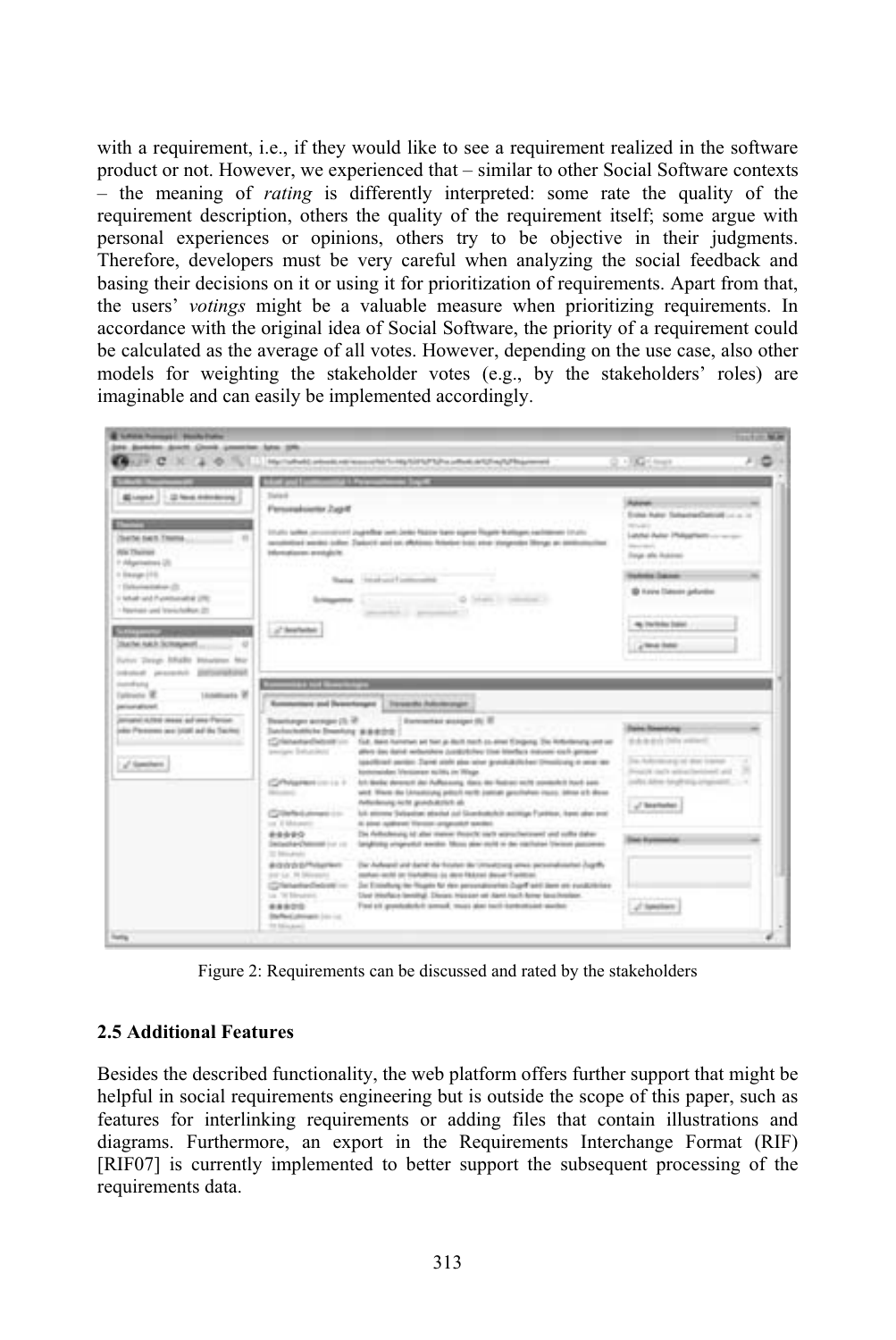with a requirement, i.e., if they would like to see a requirement realized in the software product or not. However, we experienced that – similar to other Social Software contexts – the meaning of *rating* is differently interpreted: some rate the quality of the requirement description, others the quality of the requirement itself; some argue with personal experiences or opinions, others try to be objective in their judgments. Therefore, developers must be very careful when analyzing the social feedback and basing their decisions on it or using it for prioritization of requirements. Apart from that, the users' *votings* might be a valuable measure when prioritizing requirements. In accordance with the original idea of Social Software, the priority of a requirement could be calculated as the average of all votes. However, depending on the use case, also other models for weighting the stakeholder votes (e.g., by the stakeholders' roles) are imaginable and can easily be implemented accordingly.

Figure 2: Requirements can be discussed and rated by the stakeholders

### 2.5 Additional Features

Besides the described functionality, the web platform offers further support that might be helpful in social requirements engineering but is outside the scope of this paper, such as features for interlinking requirements or adding files that contain illustrations and diagrams. Furthermore, an export in the Requirements Interchange Format (RIF) [RIF07] is currently implemented to better support the subsequent processing of the requirements data.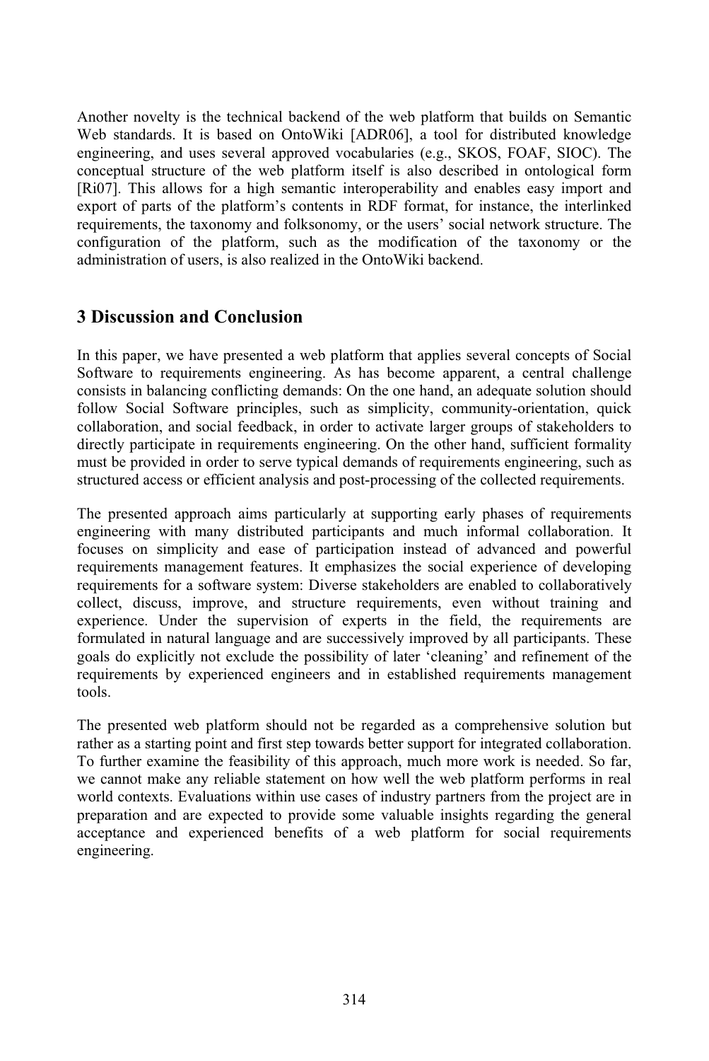Another novelty is the technical backend of the web platform that builds on Semantic Web standards. It is based on OntoWiki [ADR06], a tool for distributed knowledge engineering, and uses several approved vocabularies (e.g., SKOS, FOAF, SIOC). The conceptual structure of the web platform itself is also described in ontological form [Ri07]. This allows for a high semantic interoperability and enables easy import and export of parts of the platform's contents in RDF format, for instance, the interlinked requirements, the taxonomy and folksonomy, or the users' social network structure. The configuration of the platform, such as the modification of the taxonomy or the administration of users, is also realized in the OntoWiki backend.

## 3 Discussion and Conclusion

In this paper, we have presented a web platform that applies several concepts of Social Software to requirements engineering. As has become apparent, a central challenge consists in balancing conflicting demands: On the one hand, an adequate solution should follow Social Software principles, such as simplicity, community-orientation, quick collaboration, and social feedback, in order to activate larger groups of stakeholders to directly participate in requirements engineering. On the other hand, sufficient formality must be provided in order to serve typical demands of requirements engineering, such as structured access or efficient analysis and post-processing of the collected requirements.

The presented approach aims particularly at supporting early phases of requirements engineering with many distributed participants and much informal collaboration. It focuses on simplicity and ease of participation instead of advanced and powerful requirements management features. It emphasizes the social experience of developing requirements for a software system: Diverse stakeholders are enabled to collaboratively collect, discuss, improve, and structure requirements, even without training and experience. Under the supervision of experts in the field, the requirements are formulated in natural language and are successively improved by all participants. These goals do explicitly not exclude the possibility of later 'cleaning' and refinement of the requirements by experienced engineers and in established requirements management tools.

The presented web platform should not be regarded as a comprehensive solution but rather as a starting point and first step towards better support for integrated collaboration. To further examine the feasibility of this approach, much more work is needed. So far, we cannot make any reliable statement on how well the web platform performs in real world contexts. Evaluations within use cases of industry partners from the project are in preparation and are expected to provide some valuable insights regarding the general acceptance and experienced benefits of a web platform for social requirements engineering.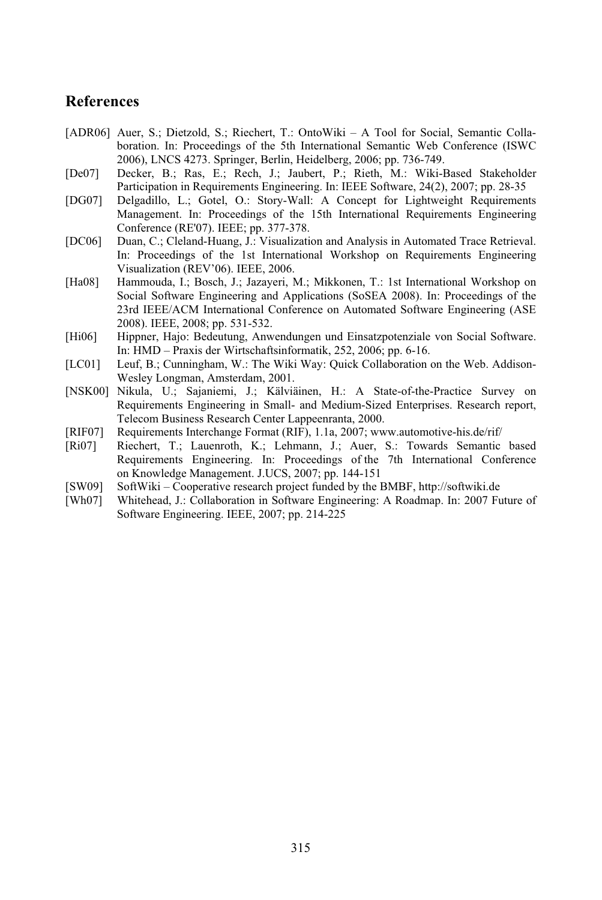## References

[ADR06] Auer, S.; Dietzold, S.; Riechert, T.: OntoWiki – A Tool for Social, Semantic Collaboration. In: Proceedings of the 5th International Semantic Web Conference (ISWC 2006), LNCS 4273. Springer, Berlin, Heidelberg, 2006; pp. 736-749.

[De07] Decker, B.; Ras, E.; Rech, J.; Jaubert, P.; Rieth, M.: Wiki-Based Stakeholder Participation in Requirements Engineering. In: IEEE Software, 24(2), 2007; pp. 28-35

[DG07] Delgadillo, L.; Gotel, O.: Story-Wall: A Concept for Lightweight Requirements Management. In: Proceedings of the 15th International Requirements Engineering Conference (RE'07). IEEE; pp. 377-378.

[DC06] Duan, C.; Cleland-Huang, J.: Visualization and Analysis in Automated Trace Retrieval. In: Proceedings of the 1st International Workshop on Requirements Engineering Visualization (REV'06). IEEE, 2006.

[Ha08] Hammouda, I.; Bosch, J.; Jazayeri, M.; Mikkonen, T.: 1st International Workshop on Social Software Engineering and Applications (SoSEA 2008). In: Proceedings of the 23rd IEEE/ACM International Conference on Automated Software Engineering (ASE 2008). IEEE, 2008; pp. 531-532.

[Hi06] Hippner, Hajo: Bedeutung, Anwendungen und Einsatzpotenziale von Social Software. In: HMD – Praxis der Wirtschaftsinformatik, 252, 2006; pp. 6-16.

[LC01] Leuf, B.; Cunningham, W.: The Wiki Way: Quick Collaboration on the Web. Addison-Wesley Longman, Amsterdam, 2001.

[NSK00] Nikula, U.; Sajaniemi, J.; Kälviäinen, H.: A State-of-the-Practice Survey on Requirements Engineering in Small- and Medium-Sized Enterprises. Research report, Telecom Business Research Center Lappeenranta, 2000.

[RIF07] Requirements Interchange Format (RIF), 1.1a, 2007; www.automotive-his.de/rif/

[Ri07] Riechert, T.; Lauenroth, K.; Lehmann, J.; Auer, S.: Towards Semantic based Requirements Engineering. In: Proceedings of the 7th International Conference on Knowledge Management. J.UCS, 2007; pp. 144-151

[SW09] SoftWiki – Cooperative research project funded by the BMBF, http://softwiki.de

[Wh07] Whitehead, J.: Collaboration in Software Engineering: A Roadmap. In: 2007 Future of Software Engineering. IEEE, 2007; pp. 214-225